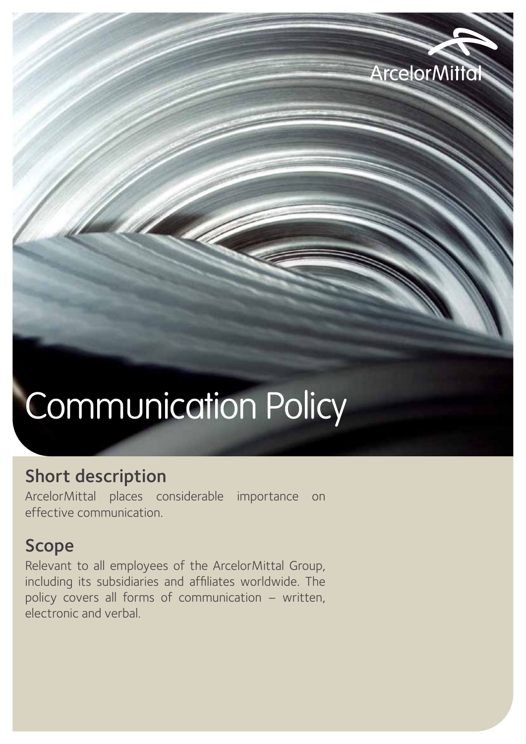# Communication Policy

## Short description

ArcelorMittal places considerable importance on effective communication.

## Scope

Relevant to all employees of the ArcelorMittal Group, including its subsidiaries and affiliates worldwide. The policy covers all forms of communication – written, electronic and verbal.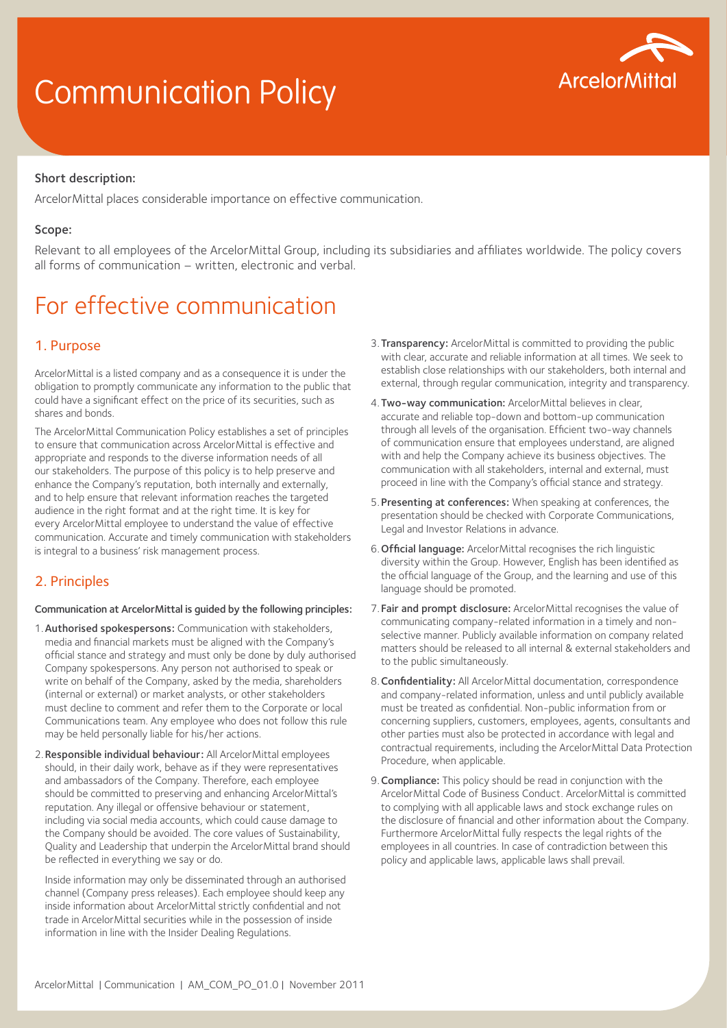# Communication Policy

ArcelorMittal

**Short description:**

ArcelorMittal places considerable importance on effective communication.

**Scope:**

Relevant to all employees of the ArcelorMittal Group, including its subsidiaries and affiliates worldwide. The policy covers all forms of communication – written, electronic and verbal.

# For effective communication

## 1. Purpose

ArcelorMittal is a listed company and as a consequence it is under the obligation to promptly communicate any information to the public that could have a significant effect on the price of its securities, such as shares and bonds.

The ArcelorMittal Communication Policy establishes a set of principles to ensure that communication across ArcelorMittal is effective and appropriate and responds to the diverse information needs of all our stakeholders. The purpose of this policy is to help preserve and enhance the Company's reputation, both internally and externally, and to help ensure that relevant information reaches the targeted audience in the right format and at the right time. It is key for every ArcelorMittal employee to understand the value of effective communication. Accurate and timely communication with stakeholders is integral to a business' risk management process.

## 2. Principles

**Communication at ArcelorMittal is guided by the following principles:**

1. **Authorised spokespersons:** Communication with stakeholders, media and financial markets must be aligned with the Company's official stance and strategy and must only be done by duly authorised Company spokespersons. Any person not authorised to speak or write on behalf of the Company, asked by the media, shareholders (internal or external) or market analysts, or other stakeholders must decline to comment and refer them to the Corporate or local Communications team. Any employee who does not follow this rule may be held personally liable for his/her actions.

2. **Responsible individual behaviour:** All ArcelorMittal employees should, in their daily work, behave as if they were representatives and ambassadors of the Company. Therefore, each employee should be committed to preserving and enhancing ArcelorMittal's reputation. Any illegal or offensive behaviour or statement, including via social media accounts, which could cause damage to the Company should be avoided. The core values of Sustainability, Quality and Leadership that underpin the ArcelorMittal brand should be reflected in everything we say or do.

   Inside information may only be disseminated through an authorised channel (Company press releases). Each employee should keep any inside information about ArcelorMittal strictly confidential and not trade in ArcelorMittal securities while in the possession of inside information in line with the Insider Dealing Regulations.

3. **Transparency:** ArcelorMittal is committed to providing the public with clear, accurate and reliable information at all times. We seek to establish close relationships with our stakeholders, both internal and external, through regular communication, integrity and transparency.

4. **Two-way communication:** ArcelorMittal believes in clear, accurate and reliable top-down and bottom-up communication through all levels of the organisation. Efficient two-way channels of communication ensure that employees understand, are aligned with and help the Company achieve its business objectives. The communication with all stakeholders, internal and external, must proceed in line with the Company's official stance and strategy.

5. **Presenting at conferences:** When speaking at conferences, the presentation should be checked with Corporate Communications, Legal and Investor Relations in advance.

6. **Official language:** ArcelorMittal recognises the rich linguistic diversity within the Group. However, English has been identified as the official language of the Group, and the learning and use of this language should be promoted.

7. **Fair and prompt disclosure:** ArcelorMittal recognises the value of communicating company-related information in a timely and non-selective manner. Publicly available information on company related matters should be released to all internal & external stakeholders and to the public simultaneously.

8. **Confidentiality:** All ArcelorMittal documentation, correspondence and company-related information, unless and until publicly available must be treated as confidential. Non-public information from or concerning suppliers, customers, employees, agents, consultants and other parties must also be protected in accordance with legal and contractual requirements, including the ArcelorMittal Data Protection Procedure, when applicable.

9. **Compliance:** This policy should be read in conjunction with the ArcelorMittal Code of Business Conduct. ArcelorMittal is committed to complying with all applicable laws and stock exchange rules on the disclosure of financial and other information about the Company. Furthermore ArcelorMittal fully respects the legal rights of the employees in all countries. In case of contradiction between this policy and applicable laws, applicable laws shall prevail.

ArcelorMittal | Communication | AM_COM_PO_01.0 | November 2011